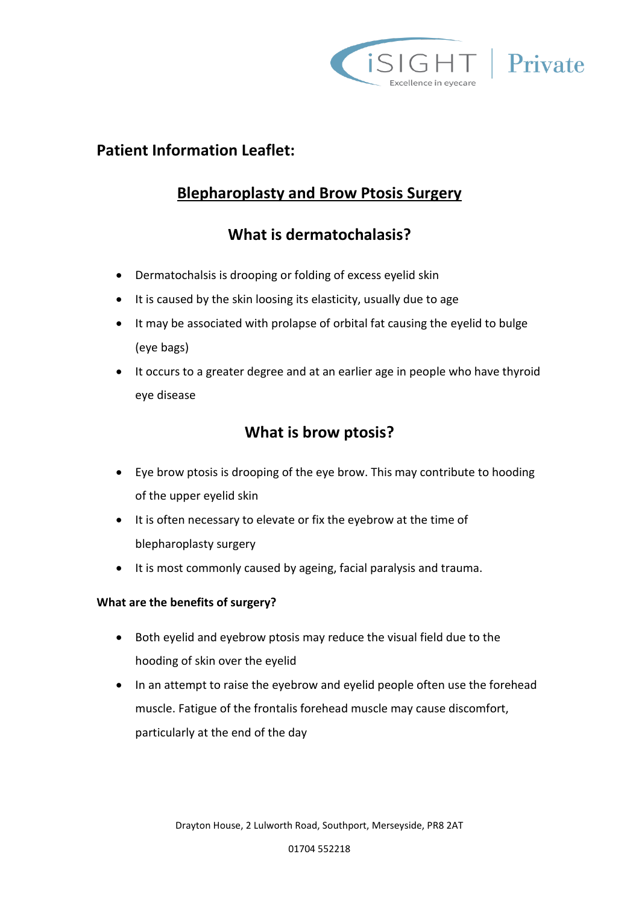## Patient Information Leaflet:

# Blepharoplasty and Brow Ptosis Surgery

## What is dermatochalasis?

- Dermatochalsis is drooping or folding of excess eyelid skin
- It is caused by the skin loosing its elasticity, usually due to age
- It may be associated with prolapse of orbital fat causing the eyelid to bulge (eye bags)
- It occurs to a greater degree and at an earlier age in people who have thyroid eye disease

## What is brow ptosis?

- Eye brow ptosis is drooping of the eye brow. This may contribute to hooding of the upper eyelid skin
- It is often necessary to elevate or fix the eyebrow at the time of blepharoplasty surgery
- It is most commonly caused by ageing, facial paralysis and trauma.

### What are the benefits of surgery?

- Both eyelid and eyebrow ptosis may reduce the visual field due to the hooding of skin over the eyelid
- In an attempt to raise the eyebrow and eyelid people often use the forehead muscle. Fatigue of the frontalis forehead muscle may cause discomfort, particularly at the end of the day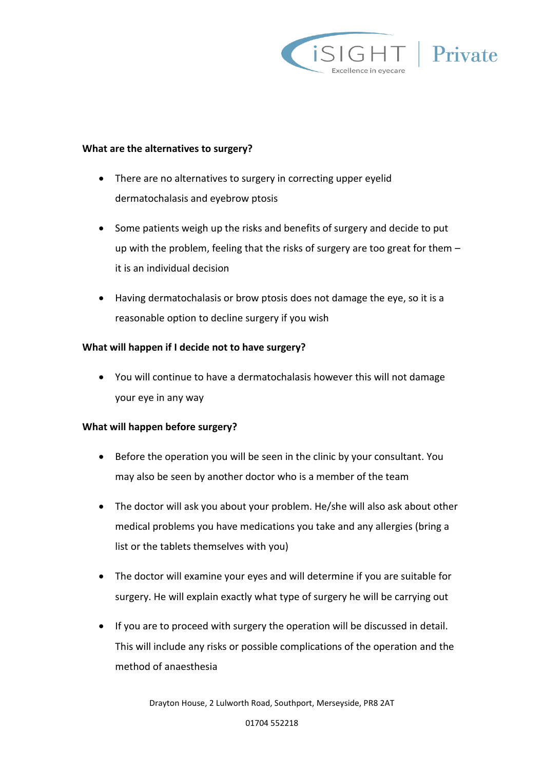**What are the alternatives to surgery?**

- There are no alternatives to surgery in correcting upper eyelid dermatochalasis and eyebrow ptosis
- Some patients weigh up the risks and benefits of surgery and decide to put up with the problem, feeling that the risks of surgery are too great for them – it is an individual decision
- Having dermatochalasis or brow ptosis does not damage the eye, so it is a reasonable option to decline surgery if you wish

**What will happen if I decide not to have surgery?**

- You will continue to have a dermatochalasis however this will not damage your eye in any way

**What will happen before surgery?**

- Before the operation you will be seen in the clinic by your consultant. You may also be seen by another doctor who is a member of the team
- The doctor will ask you about your problem. He/she will also ask about other medical problems you have medications you take and any allergies (bring a list or the tablets themselves with you)
- The doctor will examine your eyes and will determine if you are suitable for surgery. He will explain exactly what type of surgery he will be carrying out
- If you are to proceed with surgery the operation will be discussed in detail. This will include any risks or possible complications of the operation and the method of anaesthesia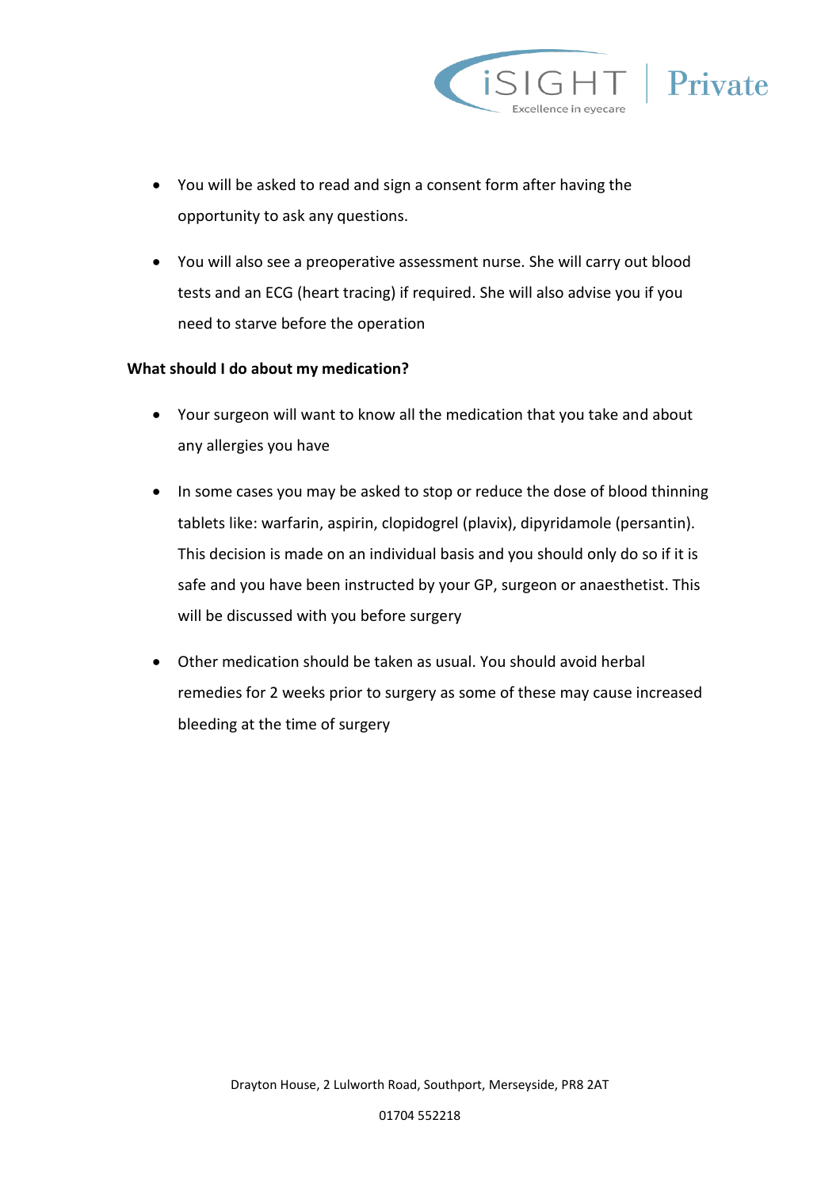- You will be asked to read and sign a consent form after having the opportunity to ask any questions.
- You will also see a preoperative assessment nurse. She will carry out blood tests and an ECG (heart tracing) if required. She will also advise you if you need to starve before the operation

**What should I do about my medication?**

- Your surgeon will want to know all the medication that you take and about any allergies you have
- In some cases you may be asked to stop or reduce the dose of blood thinning tablets like: warfarin, aspirin, clopidogrel (plavix), dipyridamole (persantin). This decision is made on an individual basis and you should only do so if it is safe and you have been instructed by your GP, surgeon or anaesthetist. This will be discussed with you before surgery
- Other medication should be taken as usual. You should avoid herbal remedies for 2 weeks prior to surgery as some of these may cause increased bleeding at the time of surgery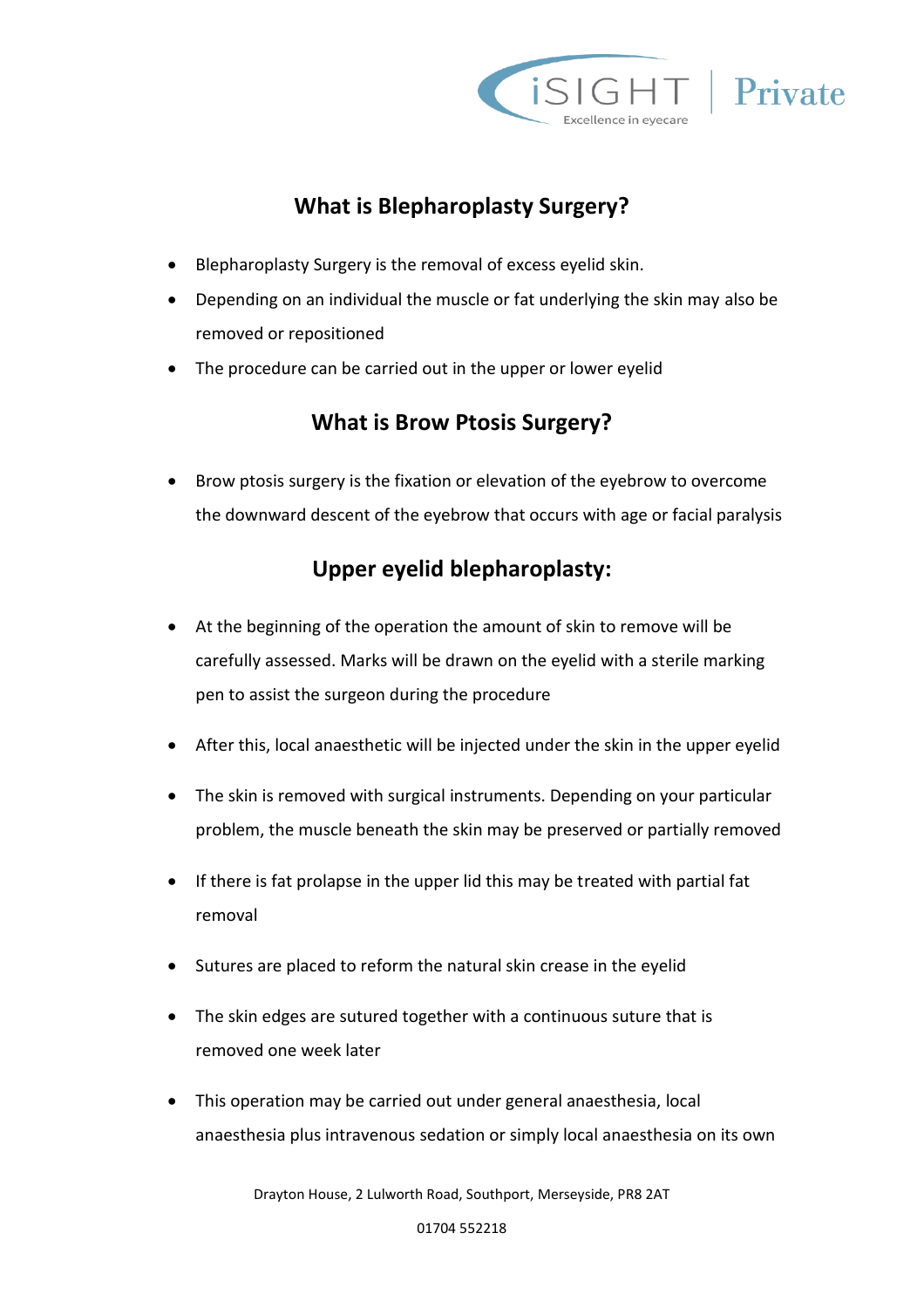## What is Blepharoplasty Surgery?

- Blepharoplasty Surgery is the removal of excess eyelid skin.
- Depending on an individual the muscle or fat underlying the skin may also be removed or repositioned
- The procedure can be carried out in the upper or lower eyelid

## What is Brow Ptosis Surgery?

- Brow ptosis surgery is the fixation or elevation of the eyebrow to overcome the downward descent of the eyebrow that occurs with age or facial paralysis

## Upper eyelid blepharoplasty:

- At the beginning of the operation the amount of skin to remove will be carefully assessed. Marks will be drawn on the eyelid with a sterile marking pen to assist the surgeon during the procedure
- After this, local anaesthetic will be injected under the skin in the upper eyelid
- The skin is removed with surgical instruments. Depending on your particular problem, the muscle beneath the skin may be preserved or partially removed
- If there is fat prolapse in the upper lid this may be treated with partial fat removal
- Sutures are placed to reform the natural skin crease in the eyelid
- The skin edges are sutured together with a continuous suture that is removed one week later
- This operation may be carried out under general anaesthesia, local anaesthesia plus intravenous sedation or simply local anaesthesia on its own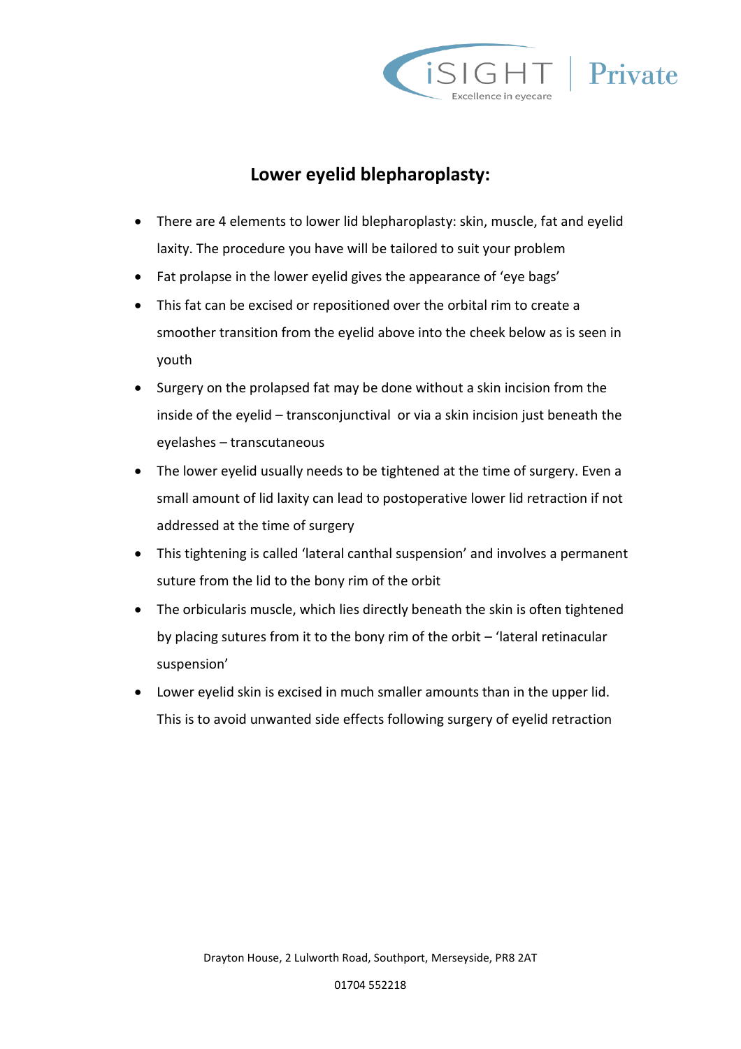## Lower eyelid blepharoplasty:

- There are 4 elements to lower lid blepharoplasty: skin, muscle, fat and eyelid laxity. The procedure you have will be tailored to suit your problem
- Fat prolapse in the lower eyelid gives the appearance of 'eye bags'
- This fat can be excised or repositioned over the orbital rim to create a smoother transition from the eyelid above into the cheek below as is seen in youth
- Surgery on the prolapsed fat may be done without a skin incision from the inside of the eyelid – transconjunctival or via a skin incision just beneath the eyelashes – transcutaneous
- The lower eyelid usually needs to be tightened at the time of surgery. Even a small amount of lid laxity can lead to postoperative lower lid retraction if not addressed at the time of surgery
- This tightening is called 'lateral canthal suspension' and involves a permanent suture from the lid to the bony rim of the orbit
- The orbicularis muscle, which lies directly beneath the skin is often tightened by placing sutures from it to the bony rim of the orbit – 'lateral retinacular suspension'
- Lower eyelid skin is excised in much smaller amounts than in the upper lid. This is to avoid unwanted side effects following surgery of eyelid retraction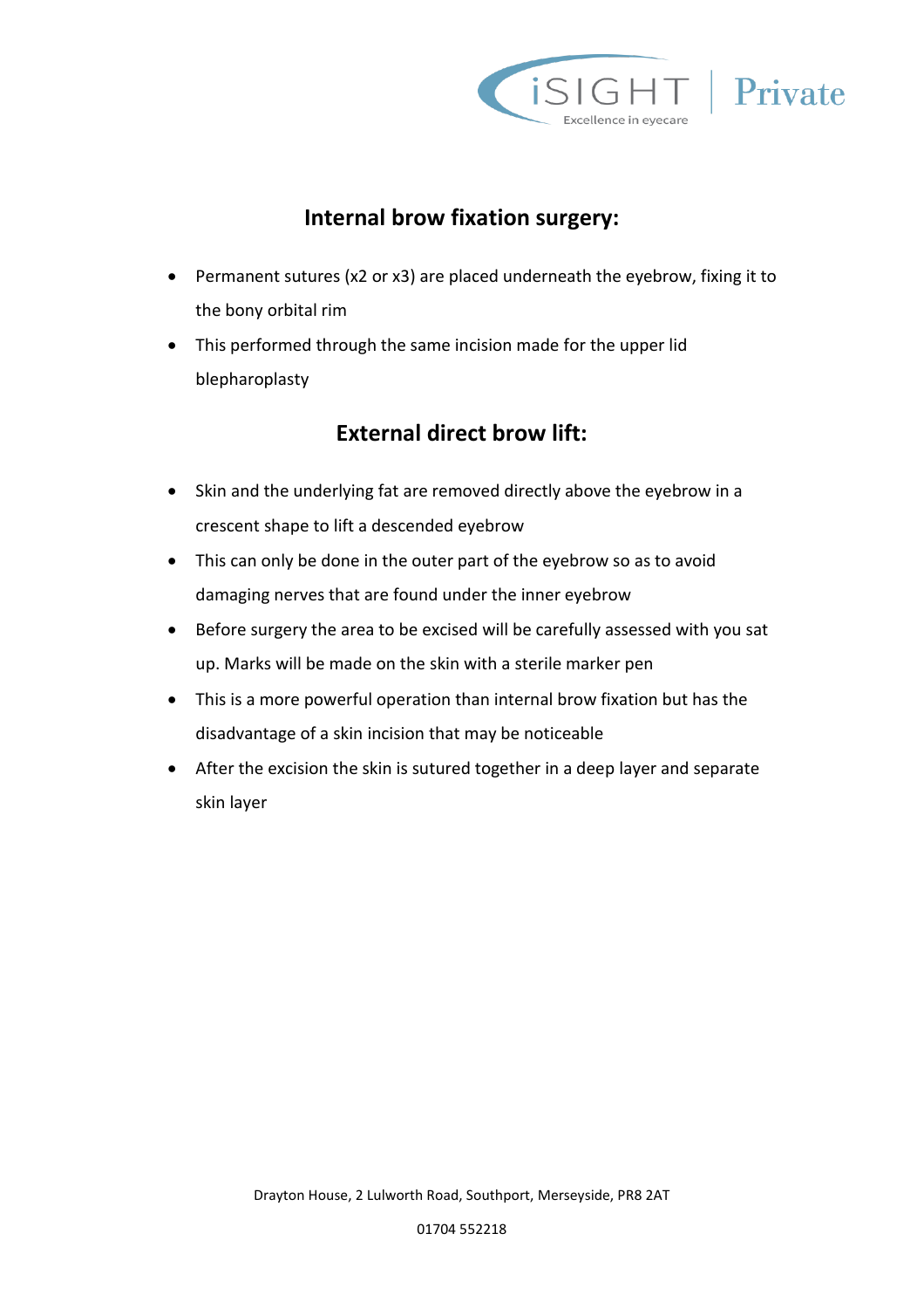## Internal brow fixation surgery:

- Permanent sutures (x2 or x3) are placed underneath the eyebrow, fixing it to the bony orbital rim
- This performed through the same incision made for the upper lid blepharoplasty

## External direct brow lift:

- Skin and the underlying fat are removed directly above the eyebrow in a crescent shape to lift a descended eyebrow
- This can only be done in the outer part of the eyebrow so as to avoid damaging nerves that are found under the inner eyebrow
- Before surgery the area to be excised will be carefully assessed with you sat up. Marks will be made on the skin with a sterile marker pen
- This is a more powerful operation than internal brow fixation but has the disadvantage of a skin incision that may be noticeable
- After the excision the skin is sutured together in a deep layer and separate skin layer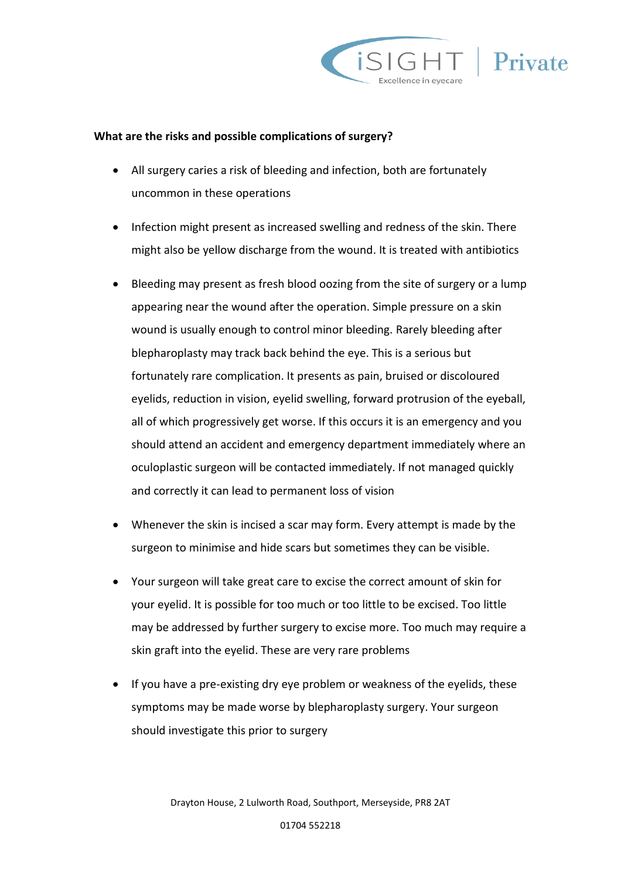**What are the risks and possible complications of surgery?**

- All surgery caries a risk of bleeding and infection, both are fortunately uncommon in these operations
- Infection might present as increased swelling and redness of the skin. There might also be yellow discharge from the wound. It is treated with antibiotics
- Bleeding may present as fresh blood oozing from the site of surgery or a lump appearing near the wound after the operation. Simple pressure on a skin wound is usually enough to control minor bleeding. Rarely bleeding after blepharoplasty may track back behind the eye. This is a serious but fortunately rare complication. It presents as pain, bruised or discoloured eyelids, reduction in vision, eyelid swelling, forward protrusion of the eyeball, all of which progressively get worse. If this occurs it is an emergency and you should attend an accident and emergency department immediately where an oculoplastic surgeon will be contacted immediately. If not managed quickly and correctly it can lead to permanent loss of vision
- Whenever the skin is incised a scar may form. Every attempt is made by the surgeon to minimise and hide scars but sometimes they can be visible.
- Your surgeon will take great care to excise the correct amount of skin for your eyelid. It is possible for too much or too little to be excised. Too little may be addressed by further surgery to excise more. Too much may require a skin graft into the eyelid. These are very rare problems
- If you have a pre-existing dry eye problem or weakness of the eyelids, these symptoms may be made worse by blepharoplasty surgery. Your surgeon should investigate this prior to surgery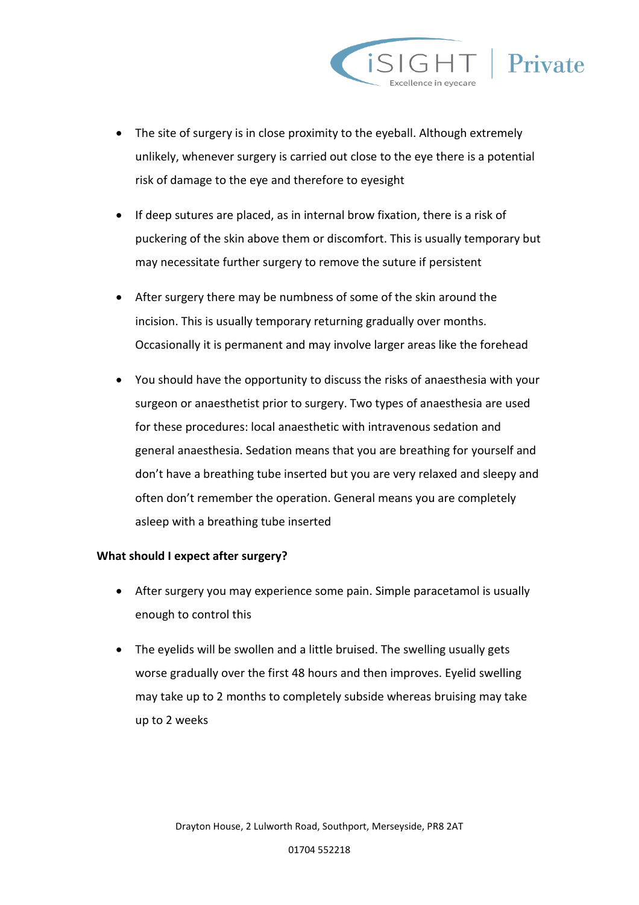- The site of surgery is in close proximity to the eyeball. Although extremely unlikely, whenever surgery is carried out close to the eye there is a potential risk of damage to the eye and therefore to eyesight

- If deep sutures are placed, as in internal brow fixation, there is a risk of puckering of the skin above them or discomfort. This is usually temporary but may necessitate further surgery to remove the suture if persistent

- After surgery there may be numbness of some of the skin around the incision. This is usually temporary returning gradually over months. Occasionally it is permanent and may involve larger areas like the forehead

- You should have the opportunity to discuss the risks of anaesthesia with your surgeon or anaesthetist prior to surgery. Two types of anaesthesia are used for these procedures: local anaesthetic with intravenous sedation and general anaesthesia. Sedation means that you are breathing for yourself and don't have a breathing tube inserted but you are very relaxed and sleepy and often don't remember the operation. General means you are completely asleep with a breathing tube inserted

**What should I expect after surgery?**

- After surgery you may experience some pain. Simple paracetamol is usually enough to control this

- The eyelids will be swollen and a little bruised. The swelling usually gets worse gradually over the first 48 hours and then improves. Eyelid swelling may take up to 2 months to completely subside whereas bruising may take up to 2 weeks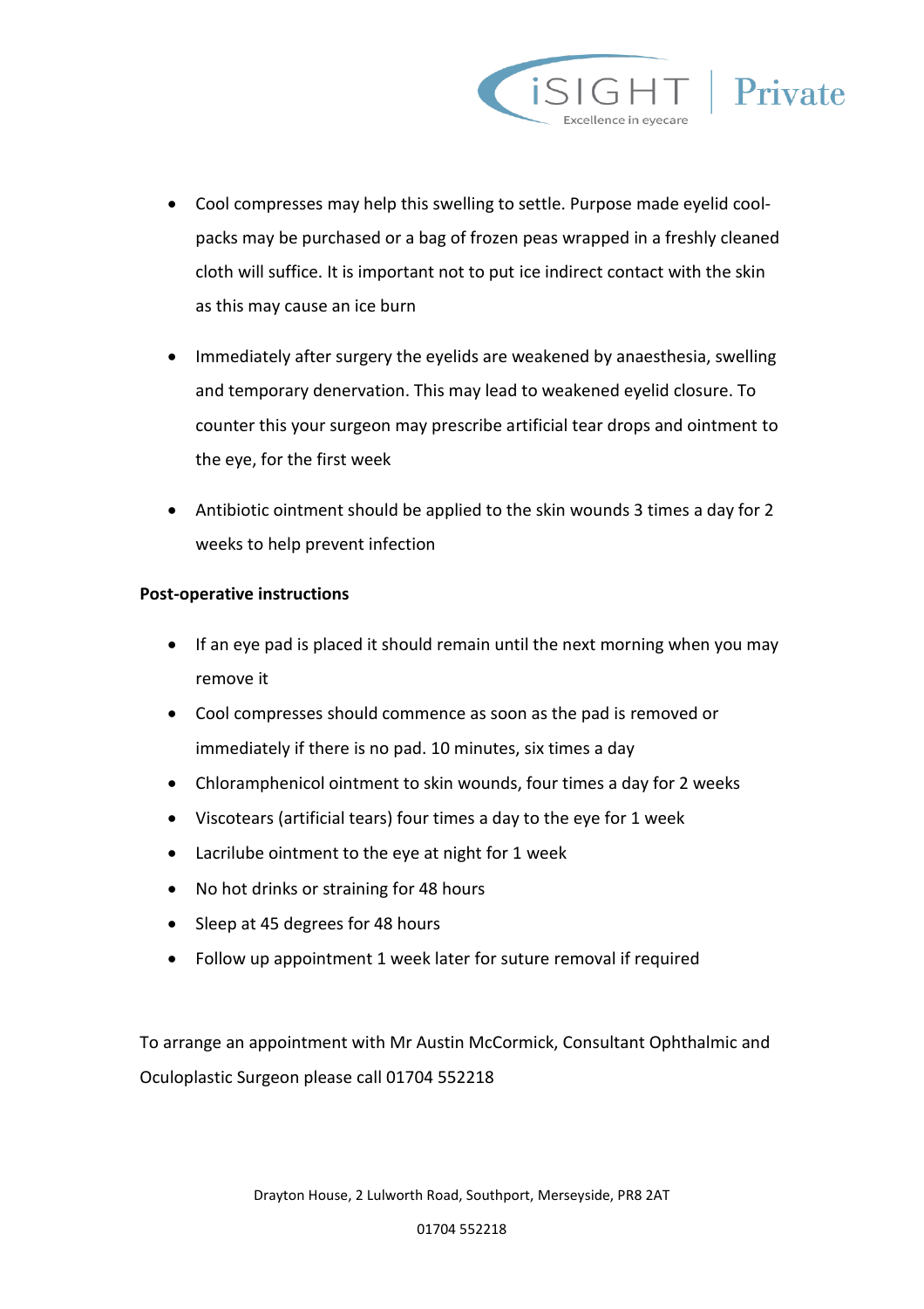- Cool compresses may help this swelling to settle. Purpose made eyelid cool-packs may be purchased or a bag of frozen peas wrapped in a freshly cleaned cloth will suffice. It is important not to put ice indirect contact with the skin as this may cause an ice burn

- Immediately after surgery the eyelids are weakened by anaesthesia, swelling and temporary denervation. This may lead to weakened eyelid closure. To counter this your surgeon may prescribe artificial tear drops and ointment to the eye, for the first week

- Antibiotic ointment should be applied to the skin wounds 3 times a day for 2 weeks to help prevent infection

**Post-operative instructions**

- If an eye pad is placed it should remain until the next morning when you may remove it
- Cool compresses should commence as soon as the pad is removed or immediately if there is no pad. 10 minutes, six times a day
- Chloramphenicol ointment to skin wounds, four times a day for 2 weeks
- Viscotears (artificial tears) four times a day to the eye for 1 week
- Lacrilube ointment to the eye at night for 1 week
- No hot drinks or straining for 48 hours
- Sleep at 45 degrees for 48 hours
- Follow up appointment 1 week later for suture removal if required

To arrange an appointment with Mr Austin McCormick, Consultant Ophthalmic and Oculoplastic Surgeon please call 01704 552218